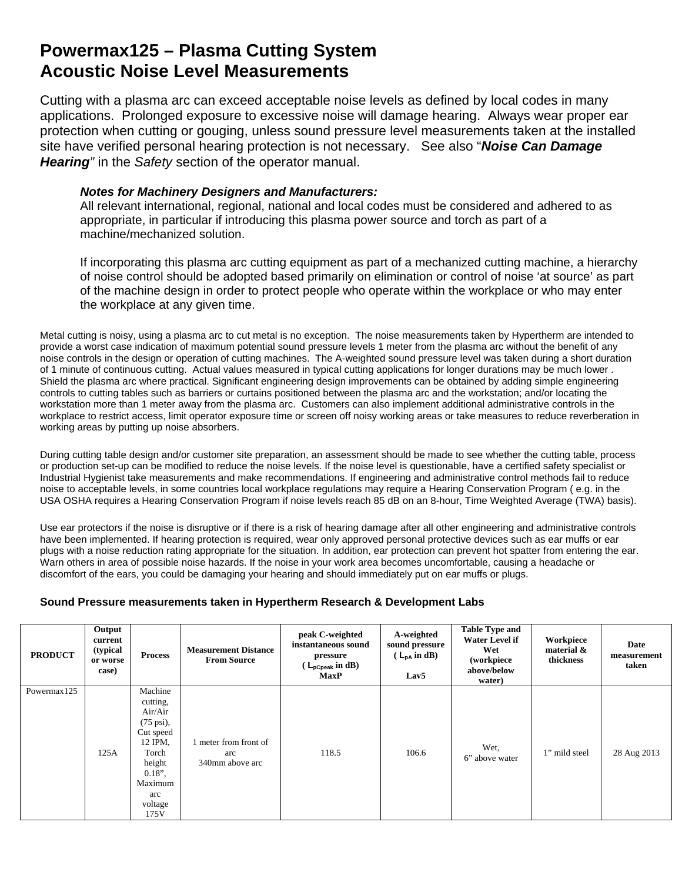# Powermax125 – Plasma Cutting System
# Acoustic Noise Level Measurements

Cutting with a plasma arc can exceed acceptable noise levels as defined by local codes in many applications. Prolonged exposure to excessive noise will damage hearing. Always wear proper ear protection when cutting or gouging, unless sound pressure level measurements taken at the installed site have verified personal hearing protection is not necessary. See also "***Noise Can Damage Hearing***" in the *Safety* section of the operator manual.

> ***Notes for Machinery Designers and Manufacturers:***
> All relevant international, regional, national and local codes must be considered and adhered to as appropriate, in particular if introducing this plasma power source and torch as part of a machine/mechanized solution.
>
> If incorporating this plasma arc cutting equipment as part of a mechanized cutting machine, a hierarchy of noise control should be adopted based primarily on elimination or control of noise 'at source' as part of the machine design in order to protect people who operate within the workplace or who may enter the workplace at any given time.

Metal cutting is noisy, using a plasma arc to cut metal is no exception. The noise measurements taken by Hypertherm are intended to provide a worst case indication of maximum potential sound pressure levels 1 meter from the plasma arc without the benefit of any noise controls in the design or operation of cutting machines. The A-weighted sound pressure level was taken during a short duration of 1 minute of continuous cutting. Actual values measured in typical cutting applications for longer durations may be much lower . Shield the plasma arc where practical. Significant engineering design improvements can be obtained by adding simple engineering controls to cutting tables such as barriers or curtains positioned between the plasma arc and the workstation; and/or locating the workstation more than 1 meter away from the plasma arc. Customers can also implement additional administrative controls in the workplace to restrict access, limit operator exposure time or screen off noisy working areas or take measures to reduce reverberation in working areas by putting up noise absorbers.

During cutting table design and/or customer site preparation, an assessment should be made to see whether the cutting table, process or production set-up can be modified to reduce the noise levels. If the noise level is questionable, have a certified safety specialist or Industrial Hygienist take measurements and make recommendations. If engineering and administrative control methods fail to reduce noise to acceptable levels, in some countries local workplace regulations may require a Hearing Conservation Program ( e.g. in the USA OSHA requires a Hearing Conservation Program if noise levels reach 85 dB on an 8-hour, Time Weighted Average (TWA) basis).

Use ear protectors if the noise is disruptive or if there is a risk of hearing damage after all other engineering and administrative controls have been implemented. If hearing protection is required, wear only approved personal protective devices such as ear muffs or ear plugs with a noise reduction rating appropriate for the situation. In addition, ear protection can prevent hot spatter from entering the ear. Warn others in area of possible noise hazards. If the noise in your work area becomes uncomfortable, causing a headache or discomfort of the ears, you could be damaging your hearing and should immediately put on ear muffs or plugs.

**Sound Pressure measurements taken in Hypertherm Research & Development Labs**

| PRODUCT | Output current (typical or worse case) | Process | Measurement Distance From Source | peak C-weighted instantaneous sound pressure ( $L_{pCpeak}$ in dB) MaxP | A-weighted sound pressure ( $L_{pA}$ in dB) Lav5 | Table Type and Water Level if Wet (workpiece above/below water) | Workpiece material & thickness | Date measurement taken |
|---|---|---|---|---|---|---|---|---|
| Powermax125 | 125A | Machine cutting, Air/Air (75 psi), Cut speed 12 IPM, Torch height 0.18", Maximum arc voltage 175V | 1 meter from front of arc 340mm above arc | 118.5 | 106.6 | Wet, 6" above water | 1" mild steel | 28 Aug 2013 |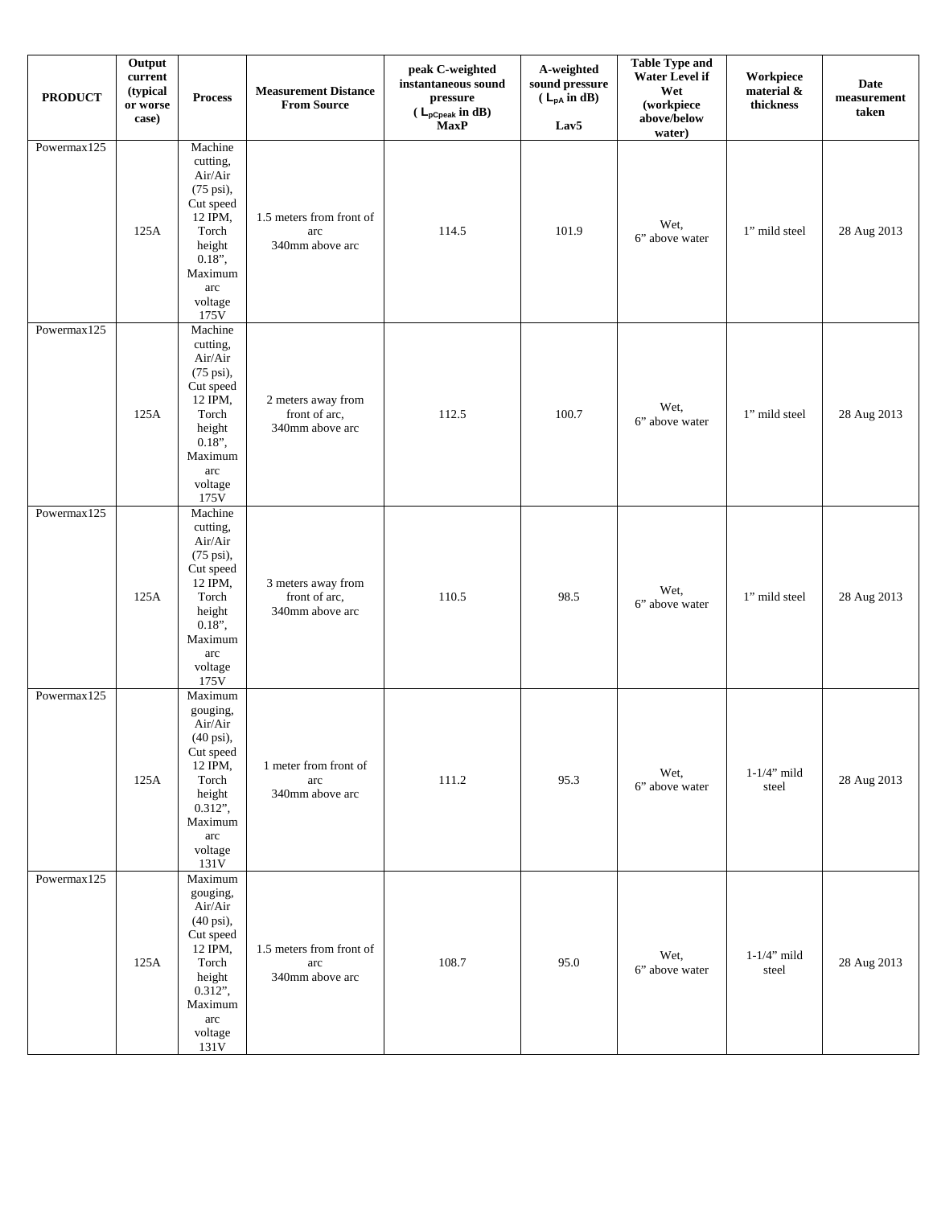| PRODUCT | Output current (typical or worse case) | Process | Measurement Distance From Source | peak C-weighted instantaneous sound pressure ( $L_{pCpeak}$ in dB) MaxP | A-weighted sound pressure ( $L_{pA}$ in dB) Lav5 | Table Type and Water Level if Wet (workpiece above/below water) | Workpiece material & thickness | Date measurement taken |
|---|---|---|---|---|---|---|---|---|
| Powermax125 | 125A | Machine cutting, Air/Air (75 psi), Cut speed 12 IPM, Torch height 0.18”, Maximum arc voltage 175V | 1.5 meters from front of arc 340mm above arc | 114.5 | 101.9 | Wet, 6” above water | 1” mild steel | 28 Aug 2013 |
| Powermax125 | 125A | Machine cutting, Air/Air (75 psi), Cut speed 12 IPM, Torch height 0.18”, Maximum arc voltage 175V | 2 meters away from front of arc, 340mm above arc | 112.5 | 100.7 | Wet, 6” above water | 1” mild steel | 28 Aug 2013 |
| Powermax125 | 125A | Machine cutting, Air/Air (75 psi), Cut speed 12 IPM, Torch height 0.18”, Maximum arc voltage 175V | 3 meters away from front of arc, 340mm above arc | 110.5 | 98.5 | Wet, 6” above water | 1” mild steel | 28 Aug 2013 |
| Powermax125 | 125A | Maximum gouging, Air/Air (40 psi), Cut speed 12 IPM, Torch height 0.312”, Maximum arc voltage 131V | 1 meter from front of arc 340mm above arc | 111.2 | 95.3 | Wet, 6” above water | 1-1/4” mild steel | 28 Aug 2013 |
| Powermax125 | 125A | Maximum gouging, Air/Air (40 psi), Cut speed 12 IPM, Torch height 0.312”, Maximum arc voltage 131V | 1.5 meters from front of arc 340mm above arc | 108.7 | 95.0 | Wet, 6” above water | 1-1/4” mild steel | 28 Aug 2013 |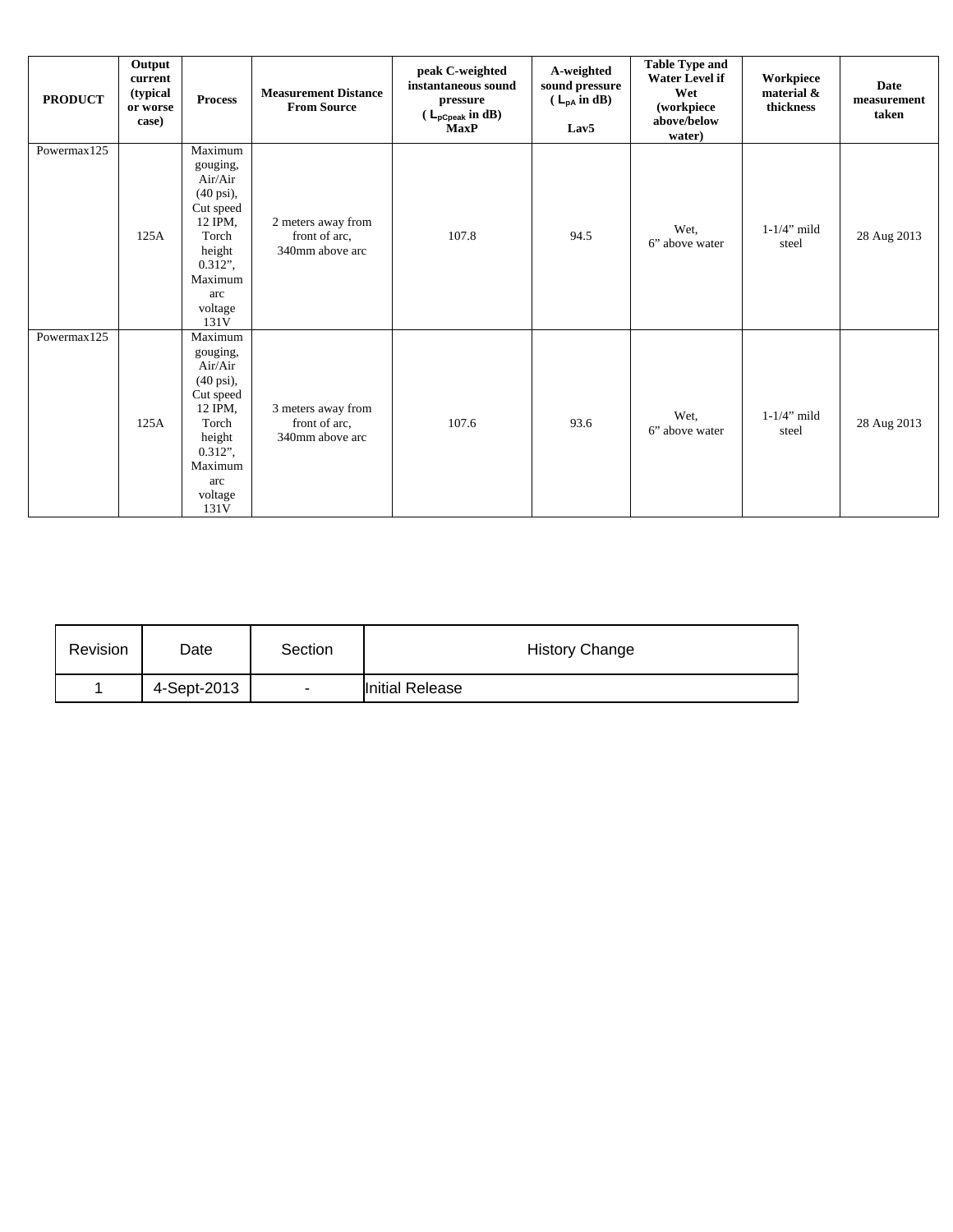| PRODUCT | Output current (typical or worse case) | Process | Measurement Distance From Source | peak C-weighted instantaneous sound pressure ( $L_{pCpeak}$ in dB) MaxP | A-weighted sound pressure ( $L_{pA}$ in dB) Lav5 | Table Type and Water Level if Wet (workpiece above/below water) | Workpiece material & thickness | Date measurement taken |
|---|---|---|---|---|---|---|---|---|
| Powermax125 | 125A | Maximum gouging, Air/Air (40 psi), Cut speed 12 IPM, Torch height 0.312", Maximum arc voltage 131V | 2 meters away from front of arc, 340mm above arc | 107.8 | 94.5 | Wet, 6" above water | 1-1/4" mild steel | 28 Aug 2013 |
| Powermax125 | 125A | Maximum gouging, Air/Air (40 psi), Cut speed 12 IPM, Torch height 0.312", Maximum arc voltage 131V | 3 meters away from front of arc, 340mm above arc | 107.6 | 93.6 | Wet, 6" above water | 1-1/4" mild steel | 28 Aug 2013 |

| Revision | Date | Section | History Change |
|---|---|---|---|
| 1 | 4-Sept-2013 | - | Initial Release |